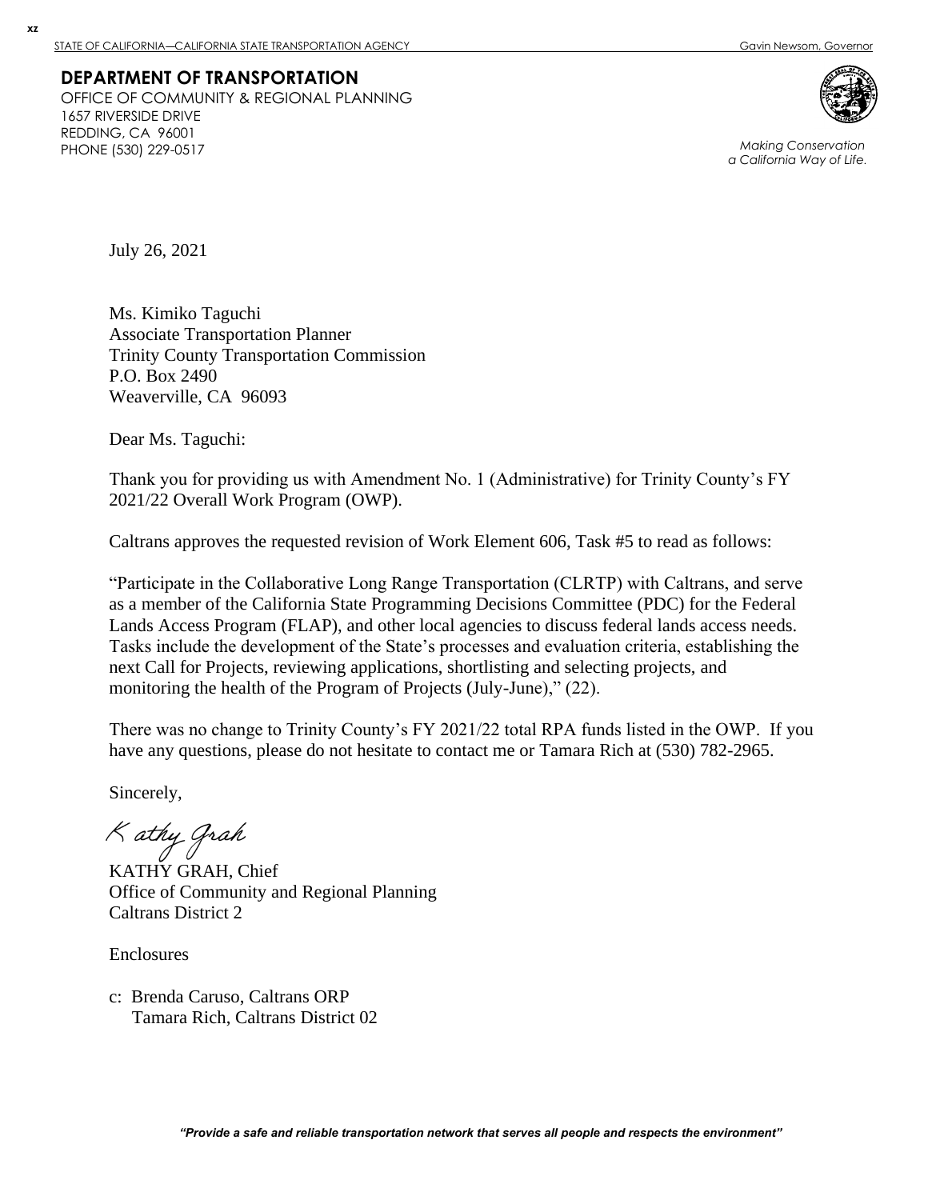STATE OF CALIFORNIA—CALIFORNIA STATE TRANSPORTATION AGENCY Gavin Newsom, Governor

**DEPARTMENT OF TRANSPORTATION**
OFFICE OF COMMUNITY & REGIONAL PLANNING
1657 RIVERSIDE DRIVE
REDDING, CA 96001
PHONE (530) 229-0517

*Making Conservation a California Way of Life.*

July 26, 2021

Ms. Kimiko Taguchi
Associate Transportation Planner
Trinity County Transportation Commission
P.O. Box 2490
Weaverville, CA 96093

Dear Ms. Taguchi:

Thank you for providing us with Amendment No. 1 (Administrative) for Trinity County's FY 2021/22 Overall Work Program (OWP).

Caltrans approves the requested revision of Work Element 606, Task #5 to read as follows:

"Participate in the Collaborative Long Range Transportation (CLRTP) with Caltrans, and serve as a member of the California State Programming Decisions Committee (PDC) for the Federal Lands Access Program (FLAP), and other local agencies to discuss federal lands access needs. Tasks include the development of the State's processes and evaluation criteria, establishing the next Call for Projects, reviewing applications, shortlisting and selecting projects, and monitoring the health of the Program of Projects (July-June)," (22).

There was no change to Trinity County's FY 2021/22 total RPA funds listed in the OWP. If you have any questions, please do not hesitate to contact me or Tamara Rich at (530) 782-2965.

Sincerely,

Kathy Grah

KATHY GRAH, Chief
Office of Community and Regional Planning
Caltrans District 2

Enclosures

c: Brenda Caruso, Caltrans ORP
Tamara Rich, Caltrans District 02

*"Provide a safe and reliable transportation network that serves all people and respects the environment"*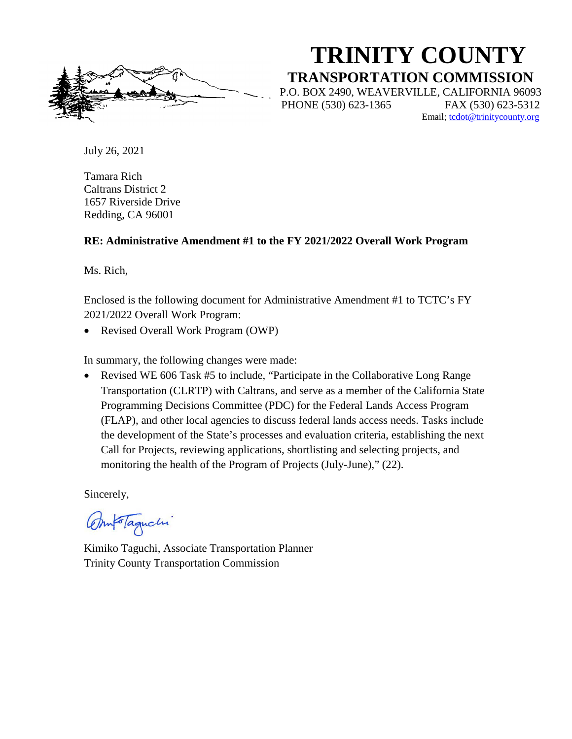# TRINITY COUNTY

## TRANSPORTATION COMMISSION

P.O. BOX 2490, WEAVERVILLE, CALIFORNIA 96093
PHONE (530) 623-1365 FAX (530) 623-5312
Email; tcdot@trinitycounty.org

July 26, 2021

Tamara Rich
Caltrans District 2
1657 Riverside Drive
Redding, CA 96001

**RE: Administrative Amendment #1 to the FY 2021/2022 Overall Work Program**

Ms. Rich,

Enclosed is the following document for Administrative Amendment #1 to TCTC's FY 2021/2022 Overall Work Program:

- Revised Overall Work Program (OWP)

In summary, the following changes were made:

- Revised WE 606 Task #5 to include, "Participate in the Collaborative Long Range Transportation (CLRTP) with Caltrans, and serve as a member of the California State Programming Decisions Committee (PDC) for the Federal Lands Access Program (FLAP), and other local agencies to discuss federal lands access needs. Tasks include the development of the State's processes and evaluation criteria, establishing the next Call for Projects, reviewing applications, shortlisting and selecting projects, and monitoring the health of the Program of Projects (July-June)," (22).

Sincerely,

Kimiko Taguchi, Associate Transportation Planner
Trinity County Transportation Commission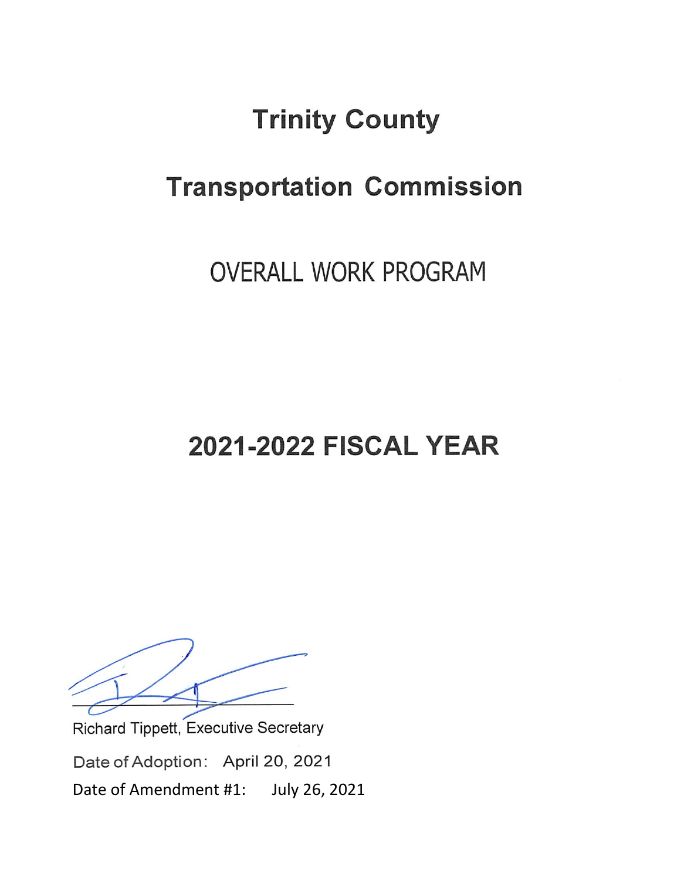# Trinity County

# Transportation Commission

## OVERALL WORK PROGRAM

# 2021-2022 FISCAL YEAR

Richard Tippett, Executive Secretary

Date of Adoption: April 20, 2021

Date of Amendment #1: July 26, 2021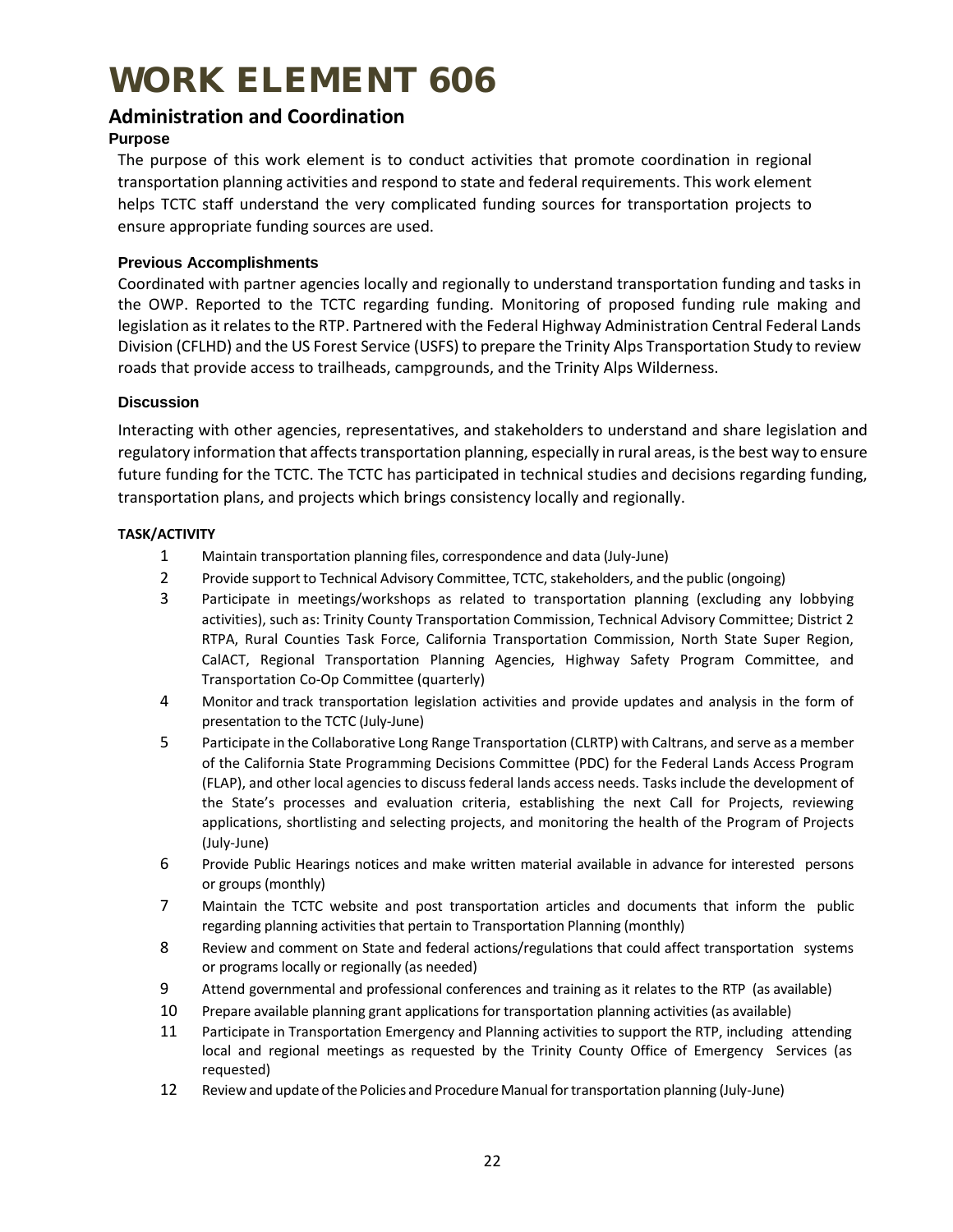# WORK ELEMENT 606

## Administration and Coordination

### Purpose

The purpose of this work element is to conduct activities that promote coordination in regional transportation planning activities and respond to state and federal requirements. This work element helps TCTC staff understand the very complicated funding sources for transportation projects to ensure appropriate funding sources are used.

### Previous Accomplishments

Coordinated with partner agencies locally and regionally to understand transportation funding and tasks in the OWP. Reported to the TCTC regarding funding. Monitoring of proposed funding rule making and legislation as it relates to the RTP. Partnered with the Federal Highway Administration Central Federal Lands Division (CFLHD) and the US Forest Service (USFS) to prepare the Trinity Alps Transportation Study to review roads that provide access to trailheads, campgrounds, and the Trinity Alps Wilderness.

### Discussion

Interacting with other agencies, representatives, and stakeholders to understand and share legislation and regulatory information that affects transportation planning, especially in rural areas, is the best way to ensure future funding for the TCTC. The TCTC has participated in technical studies and decisions regarding funding, transportation plans, and projects which brings consistency locally and regionally.

**TASK/ACTIVITY**

1. Maintain transportation planning files, correspondence and data (July-June)
2. Provide support to Technical Advisory Committee, TCTC, stakeholders, and the public (ongoing)
3. Participate in meetings/workshops as related to transportation planning (excluding any lobbying activities), such as: Trinity County Transportation Commission, Technical Advisory Committee; District 2 RTPA, Rural Counties Task Force, California Transportation Commission, North State Super Region, CalACT, Regional Transportation Planning Agencies, Highway Safety Program Committee, and Transportation Co-Op Committee (quarterly)
4. Monitor and track transportation legislation activities and provide updates and analysis in the form of presentation to the TCTC (July-June)
5. Participate in the Collaborative Long Range Transportation (CLRTP) with Caltrans, and serve as a member of the California State Programming Decisions Committee (PDC) for the Federal Lands Access Program (FLAP), and other local agencies to discuss federal lands access needs. Tasks include the development of the State's processes and evaluation criteria, establishing the next Call for Projects, reviewing applications, shortlisting and selecting projects, and monitoring the health of the Program of Projects (July-June)
6. Provide Public Hearings notices and make written material available in advance for interested persons or groups (monthly)
7. Maintain the TCTC website and post transportation articles and documents that inform the public regarding planning activities that pertain to Transportation Planning (monthly)
8. Review and comment on State and federal actions/regulations that could affect transportation systems or programs locally or regionally (as needed)
9. Attend governmental and professional conferences and training as it relates to the RTP (as available)
10. Prepare available planning grant applications for transportation planning activities (as available)
11. Participate in Transportation Emergency and Planning activities to support the RTP, including attending local and regional meetings as requested by the Trinity County Office of Emergency Services (as requested)
12. Review and update of the Policies and Procedure Manual for transportation planning (July-June)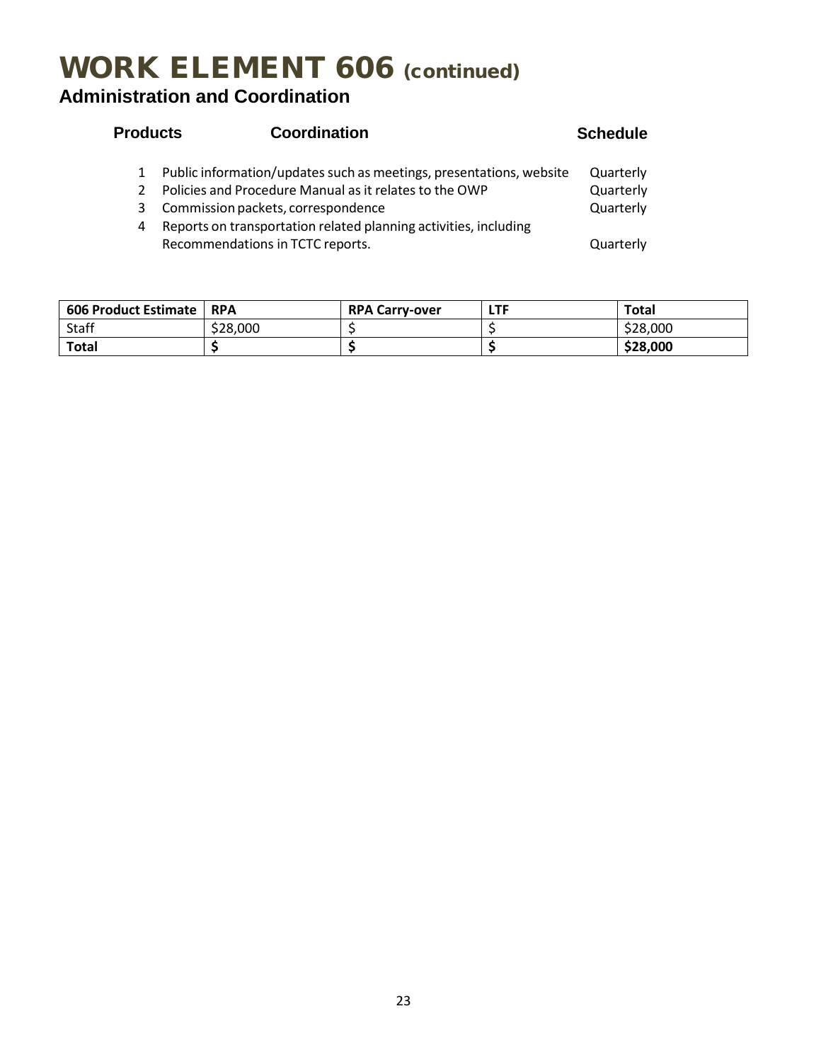# WORK ELEMENT 606 (continued)

## Administration and Coordination

| Products | Coordination | Schedule |
|---|---|---|
| 1 | Public information/updates such as meetings, presentations, website | Quarterly |
| 2 | Policies and Procedure Manual as it relates to the OWP | Quarterly |
| 3 | Commission packets, correspondence | Quarterly |
| 4 | Reports on transportation related planning activities, including Recommendations in TCTC reports. | Quarterly |

| 606 Product Estimate | RPA | RPA Carry-over | LTF | Total |
|---|---|---|---|---|
| Staff | $28,000 | $ | $ | $28,000 |
| **Total** | **$** | **$** | **$** | **$28,000** |